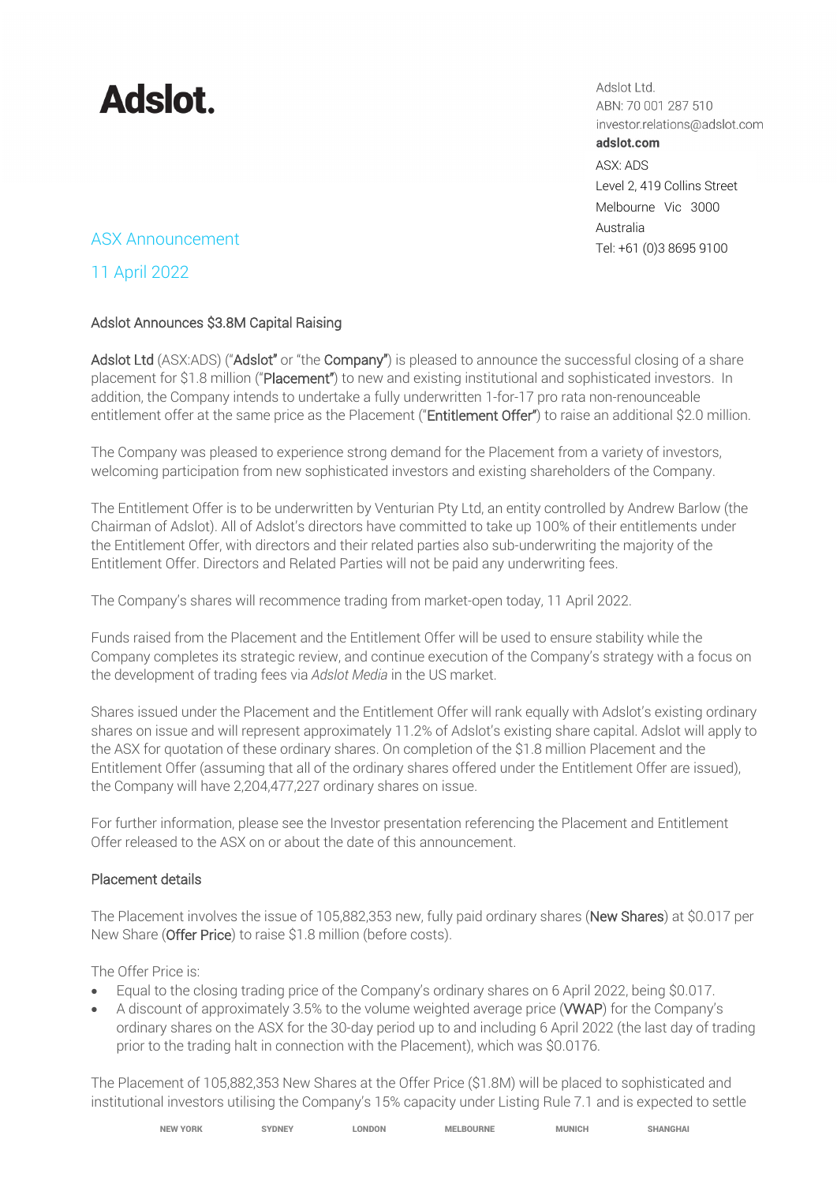# Adslot.

Adslot Ltd.
ABN: 70 001 287 510
investor.relations@adslot.com
**adslot.com**
ASX: ADS
Level 2, 419 Collins Street
Melbourne Vic 3000
Australia
Tel: +61 (0)3 8695 9100

ASX Announcement

11 April 2022

## Adslot Announces $3.8M Capital Raising

Adslot Ltd (ASX:ADS) ("Adslot" or "the Company") is pleased to announce the successful closing of a share placement for $1.8 million ("Placement") to new and existing institutional and sophisticated investors. In addition, the Company intends to undertake a fully underwritten 1-for-17 pro rata non-renounceable entitlement offer at the same price as the Placement ("Entitlement Offer") to raise an additional $2.0 million.

The Company was pleased to experience strong demand for the Placement from a variety of investors, welcoming participation from new sophisticated investors and existing shareholders of the Company.

The Entitlement Offer is to be underwritten by Venturian Pty Ltd, an entity controlled by Andrew Barlow (the Chairman of Adslot). All of Adslot's directors have committed to take up 100% of their entitlements under the Entitlement Offer, with directors and their related parties also sub-underwriting the majority of the Entitlement Offer. Directors and Related Parties will not be paid any underwriting fees.

The Company's shares will recommence trading from market-open today, 11 April 2022.

Funds raised from the Placement and the Entitlement Offer will be used to ensure stability while the Company completes its strategic review, and continue execution of the Company's strategy with a focus on the development of trading fees via *Adslot Media* in the US market.

Shares issued under the Placement and the Entitlement Offer will rank equally with Adslot's existing ordinary shares on issue and will represent approximately 11.2% of Adslot's existing share capital. Adslot will apply to the ASX for quotation of these ordinary shares. On completion of the $1.8 million Placement and the Entitlement Offer (assuming that all of the ordinary shares offered under the Entitlement Offer are issued), the Company will have 2,204,477,227 ordinary shares on issue.

For further information, please see the Investor presentation referencing the Placement and Entitlement Offer released to the ASX on or about the date of this announcement.

### Placement details

The Placement involves the issue of 105,882,353 new, fully paid ordinary shares (New Shares) at $0.017 per New Share (Offer Price) to raise $1.8 million (before costs).

The Offer Price is:

- Equal to the closing trading price of the Company's ordinary shares on 6 April 2022, being $0.017.
- A discount of approximately 3.5% to the volume weighted average price (VWAP) for the Company's ordinary shares on the ASX for the 30-day period up to and including 6 April 2022 (the last day of trading prior to the trading halt in connection with the Placement), which was $0.0176.

The Placement of 105,882,353 New Shares at the Offer Price ($1.8M) will be placed to sophisticated and institutional investors utilising the Company's 15% capacity under Listing Rule 7.1 and is expected to settle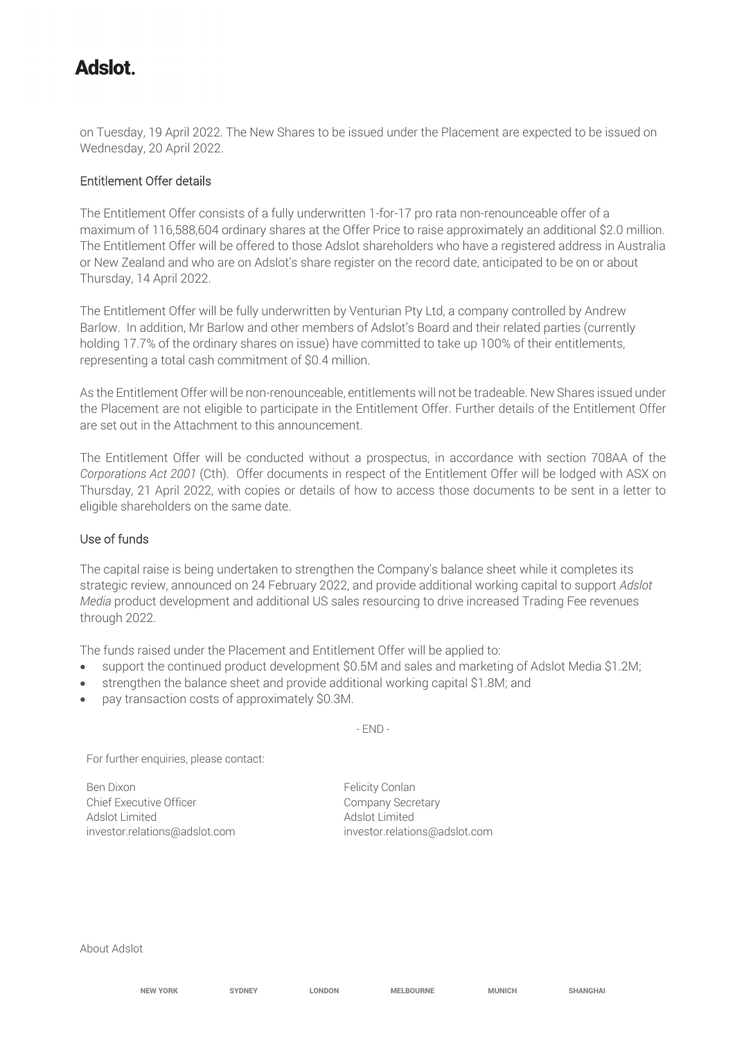on Tuesday, 19 April 2022. The New Shares to be issued under the Placement are expected to be issued on Wednesday, 20 April 2022.

### Entitlement Offer details

The Entitlement Offer consists of a fully underwritten 1-for-17 pro rata non-renounceable offer of a maximum of 116,588,604 ordinary shares at the Offer Price to raise approximately an additional $2.0 million. The Entitlement Offer will be offered to those Adslot shareholders who have a registered address in Australia or New Zealand and who are on Adslot's share register on the record date, anticipated to be on or about Thursday, 14 April 2022.

The Entitlement Offer will be fully underwritten by Venturian Pty Ltd, a company controlled by Andrew Barlow. In addition, Mr Barlow and other members of Adslot's Board and their related parties (currently holding 17.7% of the ordinary shares on issue) have committed to take up 100% of their entitlements, representing a total cash commitment of $0.4 million.

As the Entitlement Offer will be non-renounceable, entitlements will not be tradeable. New Shares issued under the Placement are not eligible to participate in the Entitlement Offer. Further details of the Entitlement Offer are set out in the Attachment to this announcement.

The Entitlement Offer will be conducted without a prospectus, in accordance with section 708AA of the *Corporations Act 2001* (Cth). Offer documents in respect of the Entitlement Offer will be lodged with ASX on Thursday, 21 April 2022, with copies or details of how to access those documents to be sent in a letter to eligible shareholders on the same date.

### Use of funds

The capital raise is being undertaken to strengthen the Company's balance sheet while it completes its strategic review, announced on 24 February 2022, and provide additional working capital to support *Adslot Media* product development and additional US sales resourcing to drive increased Trading Fee revenues through 2022.

The funds raised under the Placement and Entitlement Offer will be applied to:

- support the continued product development $0.5M and sales and marketing of Adslot Media $1.2M;
- strengthen the balance sheet and provide additional working capital $1.8M; and
- pay transaction costs of approximately $0.3M.

- END -

For further enquiries, please contact:

Ben Dixon
Chief Executive Officer
Adslot Limited
investor.relations@adslot.com

Felicity Conlan
Company Secretary
Adslot Limited
investor.relations@adslot.com

About Adslot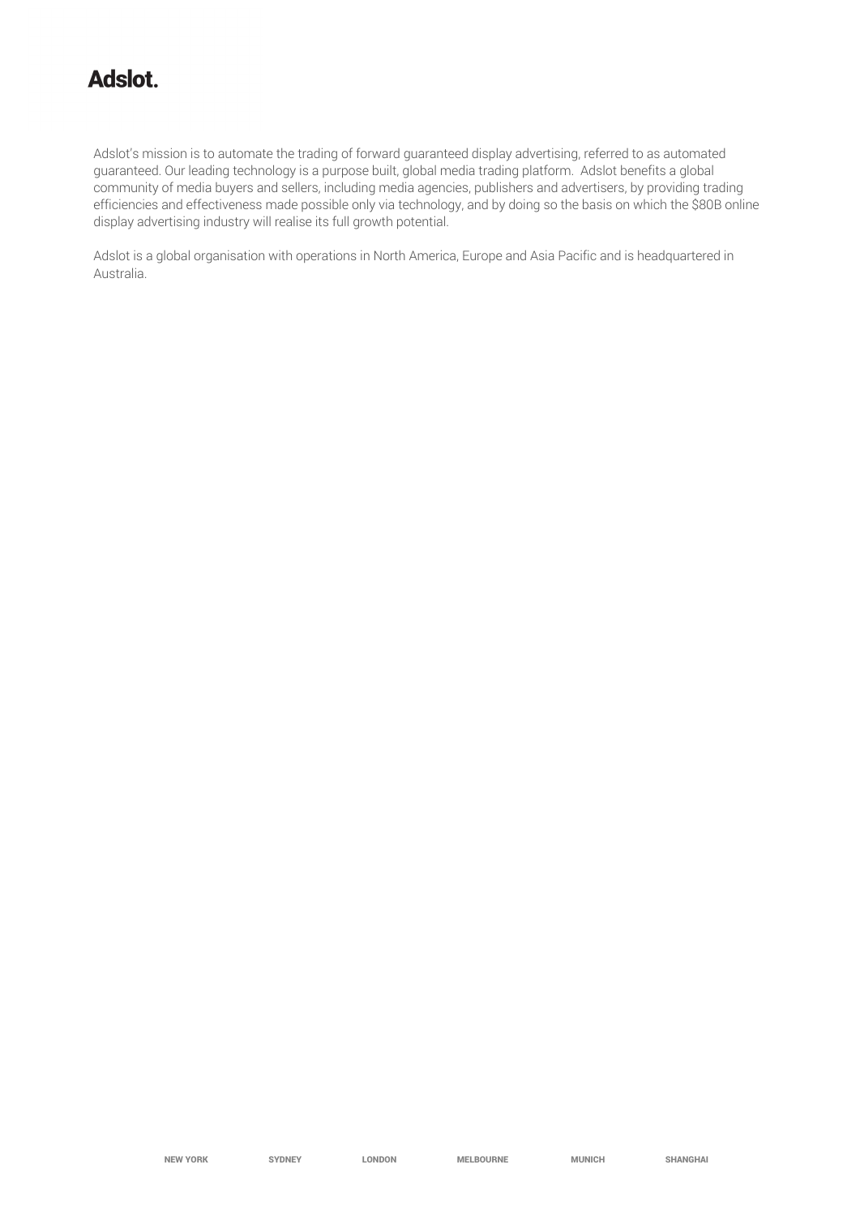Adslot's mission is to automate the trading of forward guaranteed display advertising, referred to as automated guaranteed. Our leading technology is a purpose built, global media trading platform. Adslot benefits a global community of media buyers and sellers, including media agencies, publishers and advertisers, by providing trading efficiencies and effectiveness made possible only via technology, and by doing so the basis on which the $80B online display advertising industry will realise its full growth potential.

Adslot is a global organisation with operations in North America, Europe and Asia Pacific and is headquartered in Australia.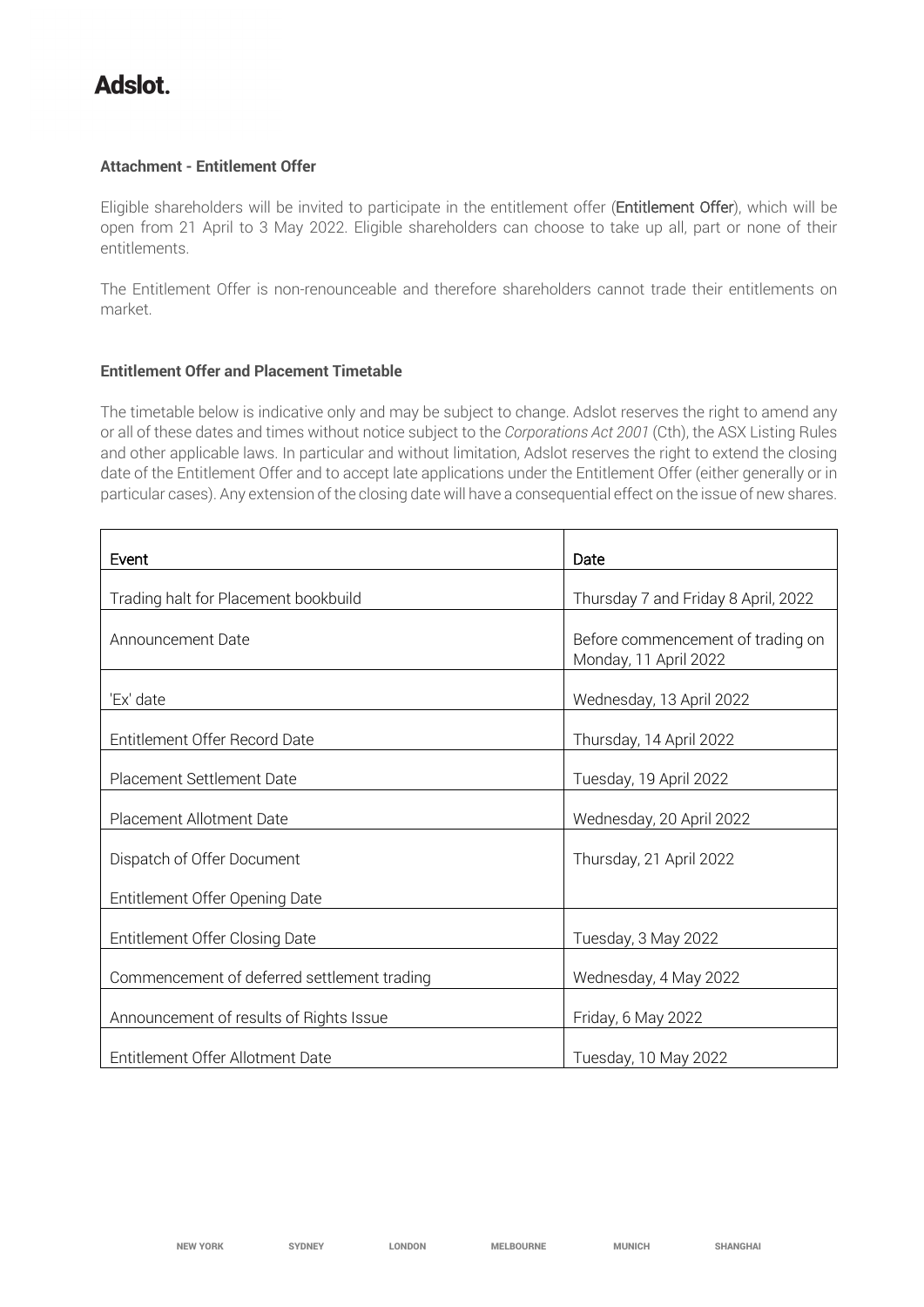# Adslot.

**Attachment - Entitlement Offer**

Eligible shareholders will be invited to participate in the entitlement offer (**Entitlement Offer**), which will be open from 21 April to 3 May 2022. Eligible shareholders can choose to take up all, part or none of their entitlements.

The Entitlement Offer is non-renounceable and therefore shareholders cannot trade their entitlements on market.

**Entitlement Offer and Placement Timetable**

The timetable below is indicative only and may be subject to change. Adslot reserves the right to amend any or all of these dates and times without notice subject to the *Corporations Act 2001* (Cth), the ASX Listing Rules and other applicable laws. In particular and without limitation, Adslot reserves the right to extend the closing date of the Entitlement Offer and to accept late applications under the Entitlement Offer (either generally or in particular cases). Any extension of the closing date will have a consequential effect on the issue of new shares.

| Event | Date |
|---|---|
| Trading halt for Placement bookbuild | Thursday 7 and Friday 8 April, 2022 |
| Announcement Date | Before commencement of trading on Monday, 11 April 2022 |
| 'Ex' date | Wednesday, 13 April 2022 |
| Entitlement Offer Record Date | Thursday, 14 April 2022 |
| Placement Settlement Date | Tuesday, 19 April 2022 |
| Placement Allotment Date | Wednesday, 20 April 2022 |
| Dispatch of Offer Document<br>Entitlement Offer Opening Date | Thursday, 21 April 2022 |
| Entitlement Offer Closing Date | Tuesday, 3 May 2022 |
| Commencement of deferred settlement trading | Wednesday, 4 May 2022 |
| Announcement of results of Rights Issue | Friday, 6 May 2022 |
| Entitlement Offer Allotment Date | Tuesday, 10 May 2022 |

NEW YORK SYDNEY LONDON MELBOURNE MUNICH SHANGHAI